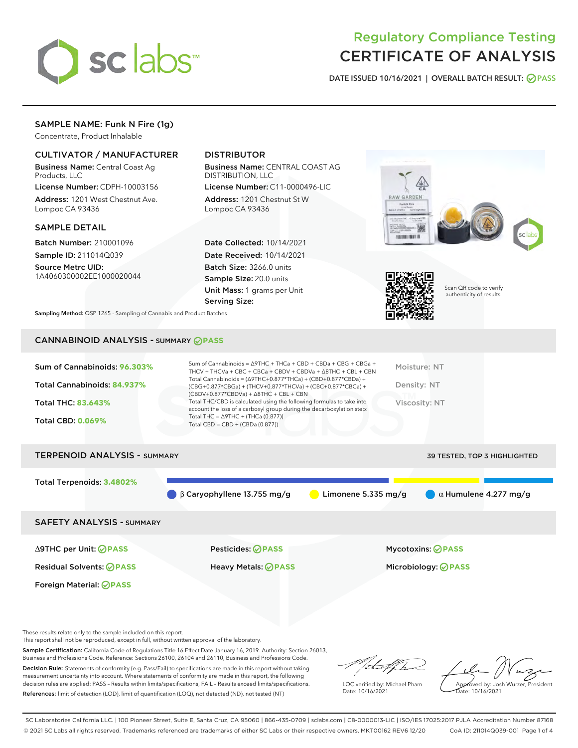# Regulatory Compliance Testing
# CERTIFICATE OF ANALYSIS

**DATE ISSUED 10/16/2021 | OVERALL BATCH RESULT: PASS**

## SAMPLE NAME: Funk N Fire (1g)

Concentrate, Product Inhalable

### CULTIVATOR / MANUFACTURER

**Business Name:** Central Coast Ag Products, LLC

**License Number:** CDPH-10003156

**Address:** 1201 West Chestnut Ave. Lompoc CA 93436

### DISTRIBUTOR

**Business Name:** CENTRAL COAST AG DISTRIBUTION, LLC

**License Number:** C11-0000496-LIC

**Address:** 1201 Chestnut St W Lompoc CA 93436

### SAMPLE DETAIL

**Batch Number:** 210001096

**Sample ID:** 211014Q039

**Source Metrc UID:** 1A4060300002EE1000020044

**Date Collected:** 10/14/2021

**Date Received:** 10/14/2021

**Batch Size:** 3266.0 units

**Sample Size:** 20.0 units

**Unit Mass:** 1 grams per Unit

**Serving Size:**

**Sampling Method:** QSP 1265 - Sampling of Cannabis and Product Batches

Scan QR code to verify authenticity of results.

## CANNABINOID ANALYSIS - SUMMARY PASS

**Sum of Cannabinoids:** 96.303%

**Total Cannabinoids:** 84.937%

**Total THC:** 83.643%

**Total CBD:** 0.069%

Sum of Cannabinoids = Δ9THC + THCa + CBD + CBDa + CBG + CBGa + THCV + THCVa + CBC + CBCa + CBDV + CBDVa + Δ8THC + CBL + CBN

Total Cannabinoids = (Δ9THC+0.877*THCa) + (CBD+0.877*CBDa) + (CBG+0.877*CBGa) + (THCV+0.877*THCVa) + (CBC+0.877*CBCa) + (CBDV+0.877*CBDVa) + Δ8THC + CBL + CBN

Total THC/CBD is calculated using the following formulas to take into account the loss of a carboxyl group during the decarboxylation step:

Total THC = Δ9THC + (THCa (0.877))

Total CBD = CBD + (CBDa (0.877))

Moisture: NT

Density: NT

Viscosity: NT

## TERPENOID ANALYSIS - SUMMARY

39 TESTED, TOP 3 HIGHLIGHTED

**Total Terpenoids:** 3.4802%

β Caryophyllene 13.755 mg/g | Limonene 5.335 mg/g | α Humulene 4.277 mg/g

## SAFETY ANALYSIS - SUMMARY

| | | |
|---|---|---|
| Δ9THC per Unit: PASS | Pesticides: PASS | Mycotoxins: PASS |
| Residual Solvents: PASS | Heavy Metals: PASS | Microbiology: PASS |
| Foreign Material: PASS | | |

These results relate only to the sample included on this report.

This report shall not be reproduced, except in full, without written approval of the laboratory.

**Sample Certification:** California Code of Regulations Title 16 Effect Date January 16, 2019. Authority: Section 26013, Business and Professions Code. Reference: Sections 26100, 26104 and 26110, Business and Professions Code.

**Decision Rule:** Statements of conformity (e.g. Pass/Fail) to specifications are made in this report without taking measurement uncertainty into account. Where statements of conformity are made in this report, the following decision rules are applied: PASS – Results within limits/specifications, FAIL – Results exceed limits/specifications.

**References:** limit of detection (LOD), limit of quantification (LOQ), not detected (ND), not tested (NT)

LQC verified by: Michael Pham
Date: 10/16/2021

Approved by: Josh Wurzer, President
Date: 10/16/2021

SC Laboratories California LLC. | 100 Pioneer Street, Suite E, Santa Cruz, CA 95060 | 866-435-0709 | sclabs.com | C8-0000013-LIC | ISO/IES 17025:2017 PJLA Accreditation Number 87168

© 2021 SC Labs all rights reserved. Trademarks referenced are trademarks of either SC Labs or their respective owners. MKT00162 REV6 12/20 CoA ID: 211014Q039-001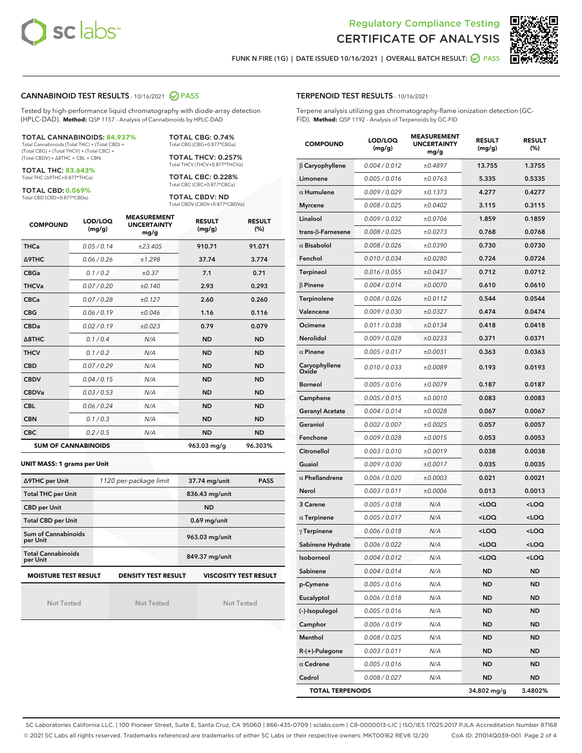Regulatory Compliance Testing
# CERTIFICATE OF ANALYSIS

FUNK N FIRE (1G) | DATE ISSUED 10/16/2021 | OVERALL BATCH RESULT: PASS

## CANNABINOID TEST RESULTS - 10/16/2021 PASS

Tested by high-performance liquid chromatography with diode-array detection (HPLC-DAD). **Method:** QSP 1157 - Analysis of Cannabinoids by HPLC-DAD

**TOTAL CANNABINOIDS: 84.937%**
Total Cannabinoids (Total THC) + (Total CBD) + (Total CBG) + (Total THCV) + (Total CBC) + (Total CBDV) + Δ8THC + CBL + CBN

**TOTAL THC: 83.643%**
Total THC (Δ9THC+0.877*THCa)

**TOTAL CBD: 0.069%**
Total CBD (CBD+0.877*CBDa)

**TOTAL CBG: 0.74%**
Total CBG (CBG+0.877*CBGa)

**TOTAL THCV: 0.257%**
Total THCV (THCV+0.877*THCVa)

**TOTAL CBC: 0.228%**
Total CBC (CBC+0.877*CBCa)

**TOTAL CBDV: ND**
Total CBDV (CBDV+0.877*CBDVa)

| COMPOUND | LOD/LOQ (mg/g) | MEASUREMENT UNCERTAINTY mg/g | RESULT (mg/g) | RESULT (%) |
|---|---|---|---|---|
| THCa | 0.05 / 0.14 | ±23.405 | 910.71 | 91.071 |
| Δ9THC | 0.06 / 0.26 | ±1.298 | 37.74 | 3.774 |
| CBGa | 0.1 / 0.2 | ±0.37 | 7.1 | 0.71 |
| THCVa | 0.07 / 0.20 | ±0.140 | 2.93 | 0.293 |
| CBCa | 0.07 / 0.28 | ±0.127 | 2.60 | 0.260 |
| CBG | 0.06 / 0.19 | ±0.046 | 1.16 | 0.116 |
| CBDa | 0.02 / 0.19 | ±0.023 | 0.79 | 0.079 |
| Δ8THC | 0.1 / 0.4 | N/A | ND | ND |
| THCV | 0.1 / 0.2 | N/A | ND | ND |
| CBD | 0.07 / 0.29 | N/A | ND | ND |
| CBDV | 0.04 / 0.15 | N/A | ND | ND |
| CBDVa | 0.03 / 0.53 | N/A | ND | ND |
| CBL | 0.06 / 0.24 | N/A | ND | ND |
| CBN | 0.1 / 0.3 | N/A | ND | ND |
| CBC | 0.2 / 0.5 | N/A | ND | ND |
| **SUM OF CANNABINOIDS** | | | 963.03 mg/g | 96.303% |

**UNIT MASS: 1 grams per Unit**

| | | | |
|---|---|---|---|
| Δ9THC per Unit | 1120 per-package limit | 37.74 mg/unit | PASS |
| Total THC per Unit | | 836.43 mg/unit | |
| CBD per Unit | | ND | |
| Total CBD per Unit | | 0.69 mg/unit | |
| Sum of Cannabinoids per Unit | | 963.03 mg/unit | |
| Total Cannabinoids per Unit | | 849.37 mg/unit | |

| MOISTURE TEST RESULT | DENSITY TEST RESULT | VISCOSITY TEST RESULT |
|---|---|---|
| Not Tested | Not Tested | Not Tested |

## TERPENOID TEST RESULTS - 10/16/2021

Terpene analysis utilizing gas chromatography-flame ionization detection (GC-FID). **Method:** QSP 1192 - Analysis of Terpenoids by GC-FID

| COMPOUND | LOD/LOQ (mg/g) | MEASUREMENT UNCERTAINTY mg/g | RESULT (mg/g) | RESULT (%) |
|---|---|---|---|---|
| β Caryophyllene | 0.004 / 0.012 | ±0.4897 | 13.755 | 1.3755 |
| Limonene | 0.005 / 0.016 | ±0.0763 | 5.335 | 0.5335 |
| α Humulene | 0.009 / 0.029 | ±0.1373 | 4.277 | 0.4277 |
| Myrcene | 0.008 / 0.025 | ±0.0402 | 3.115 | 0.3115 |
| Linalool | 0.009 / 0.032 | ±0.0706 | 1.859 | 0.1859 |
| trans-β-Farnesene | 0.008 / 0.025 | ±0.0273 | 0.768 | 0.0768 |
| α Bisabolol | 0.008 / 0.026 | ±0.0390 | 0.730 | 0.0730 |
| Fenchol | 0.010 / 0.034 | ±0.0280 | 0.724 | 0.0724 |
| Terpineol | 0.016 / 0.055 | ±0.0437 | 0.712 | 0.0712 |
| β Pinene | 0.004 / 0.014 | ±0.0070 | 0.610 | 0.0610 |
| Terpinolene | 0.008 / 0.026 | ±0.0112 | 0.544 | 0.0544 |
| Valencene | 0.009 / 0.030 | ±0.0327 | 0.474 | 0.0474 |
| Ocimene | 0.011 / 0.038 | ±0.0134 | 0.418 | 0.0418 |
| Nerolidol | 0.009 / 0.028 | ±0.0233 | 0.371 | 0.0371 |
| α Pinene | 0.005 / 0.017 | ±0.0031 | 0.363 | 0.0363 |
| Caryophyllene Oxide | 0.010 / 0.033 | ±0.0089 | 0.193 | 0.0193 |
| Borneol | 0.005 / 0.016 | ±0.0079 | 0.187 | 0.0187 |
| Camphene | 0.005 / 0.015 | ±0.0010 | 0.083 | 0.0083 |
| Geranyl Acetate | 0.004 / 0.014 | ±0.0028 | 0.067 | 0.0067 |
| Geraniol | 0.002 / 0.007 | ±0.0025 | 0.057 | 0.0057 |
| Fenchone | 0.009 / 0.028 | ±0.0015 | 0.053 | 0.0053 |
| Citronellol | 0.003 / 0.010 | ±0.0019 | 0.038 | 0.0038 |
| Guaiol | 0.009 / 0.030 | ±0.0017 | 0.035 | 0.0035 |
| α Phellandrene | 0.006 / 0.020 | ±0.0003 | 0.021 | 0.0021 |
| Nerol | 0.003 / 0.011 | ±0.0006 | 0.013 | 0.0013 |
| 3 Carene | 0.005 / 0.018 | N/A | <LOQ | <LOQ |
| α Terpinene | 0.005 / 0.017 | N/A | <LOQ | <LOQ |
| γ Terpinene | 0.006 / 0.018 | N/A | <LOQ | <LOQ |
| Sabinene Hydrate | 0.006 / 0.022 | N/A | <LOQ | <LOQ |
| Isoborneol | 0.004 / 0.012 | N/A | <LOQ | <LOQ |
| Sabinene | 0.004 / 0.014 | N/A | ND | ND |
| p-Cymene | 0.005 / 0.016 | N/A | ND | ND |
| Eucalyptol | 0.006 / 0.018 | N/A | ND | ND |
| (-)-Isopulegol | 0.005 / 0.016 | N/A | ND | ND |
| Camphor | 0.006 / 0.019 | N/A | ND | ND |
| Menthol | 0.008 / 0.025 | N/A | ND | ND |
| R-(+)-Pulegone | 0.003 / 0.011 | N/A | ND | ND |
| α Cedrene | 0.005 / 0.016 | N/A | ND | ND |
| Cedrol | 0.008 / 0.027 | N/A | ND | ND |
| **TOTAL TERPENOIDS** | | | 34.802 mg/g | 3.4802% |

SC Laboratories California LLC. | 100 Pioneer Street, Suite E, Santa Cruz, CA 95060 | 866-435-0709 | sclabs.com | C8-0000013-LIC | ISO/IES 17025:2017 PJLA Accreditation Number 87168
© 2021 SC Labs all rights reserved. Trademarks referenced are trademarks of either SC Labs or their respective owners. MKT00162 REV6 12/20 CoA ID: 211014Q039-001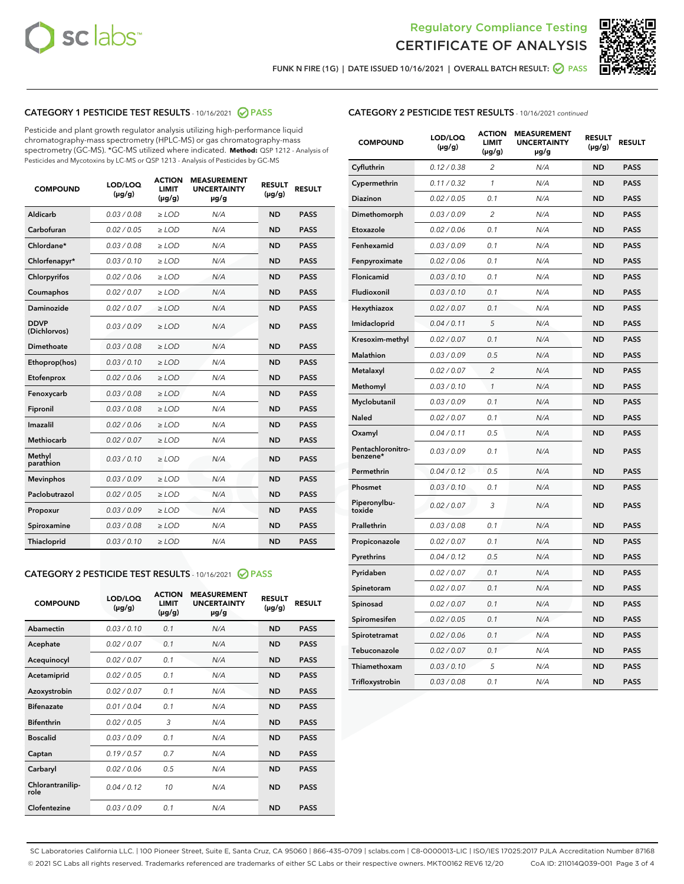# Regulatory Compliance Testing
# CERTIFICATE OF ANALYSIS

FUNK N FIRE (1G) | DATE ISSUED 10/16/2021 | OVERALL BATCH RESULT: PASS

## CATEGORY 1 PESTICIDE TEST RESULTS - 10/16/2021 PASS

Pesticide and plant growth regulator analysis utilizing high-performance liquid chromatography-mass spectrometry (HPLC-MS) or gas chromatography-mass spectrometry (GC-MS). *GC-MS utilized where indicated. **Method:** QSP 1212 - Analysis of Pesticides and Mycotoxins by LC-MS or QSP 1213 - Analysis of Pesticides by GC-MS

| COMPOUND | LOD/LOQ (µg/g) | ACTION LIMIT (µg/g) | MEASUREMENT UNCERTAINTY µg/g | RESULT (µg/g) | RESULT |
|---|---|---|---|---|---|
| Aldicarb | 0.03 / 0.08 | ≥ LOD | N/A | ND | PASS |
| Carbofuran | 0.02 / 0.05 | ≥ LOD | N/A | ND | PASS |
| Chlordane* | 0.03 / 0.08 | ≥ LOD | N/A | ND | PASS |
| Chlorfenapyr* | 0.03 / 0.10 | ≥ LOD | N/A | ND | PASS |
| Chlorpyrifos | 0.02 / 0.06 | ≥ LOD | N/A | ND | PASS |
| Coumaphos | 0.02 / 0.07 | ≥ LOD | N/A | ND | PASS |
| Daminozide | 0.02 / 0.07 | ≥ LOD | N/A | ND | PASS |
| DDVP (Dichlorvos) | 0.03 / 0.09 | ≥ LOD | N/A | ND | PASS |
| Dimethoate | 0.03 / 0.08 | ≥ LOD | N/A | ND | PASS |
| Ethoprop(hos) | 0.03 / 0.10 | ≥ LOD | N/A | ND | PASS |
| Etofenprox | 0.02 / 0.06 | ≥ LOD | N/A | ND | PASS |
| Fenoxycarb | 0.03 / 0.08 | ≥ LOD | N/A | ND | PASS |
| Fipronil | 0.03 / 0.08 | ≥ LOD | N/A | ND | PASS |
| Imazalil | 0.02 / 0.06 | ≥ LOD | N/A | ND | PASS |
| Methiocarb | 0.02 / 0.07 | ≥ LOD | N/A | ND | PASS |
| Methyl parathion | 0.03 / 0.10 | ≥ LOD | N/A | ND | PASS |
| Mevinphos | 0.03 / 0.09 | ≥ LOD | N/A | ND | PASS |
| Paclobutrazol | 0.02 / 0.05 | ≥ LOD | N/A | ND | PASS |
| Propoxur | 0.03 / 0.09 | ≥ LOD | N/A | ND | PASS |
| Spiroxamine | 0.03 / 0.08 | ≥ LOD | N/A | ND | PASS |
| Thiacloprid | 0.03 / 0.10 | ≥ LOD | N/A | ND | PASS |

## CATEGORY 2 PESTICIDE TEST RESULTS - 10/16/2021 PASS

| COMPOUND | LOD/LOQ (µg/g) | ACTION LIMIT (µg/g) | MEASUREMENT UNCERTAINTY µg/g | RESULT (µg/g) | RESULT |
|---|---|---|---|---|---|
| Abamectin | 0.03 / 0.10 | 0.1 | N/A | ND | PASS |
| Acephate | 0.02 / 0.07 | 0.1 | N/A | ND | PASS |
| Acequinocyl | 0.02 / 0.07 | 0.1 | N/A | ND | PASS |
| Acetamiprid | 0.02 / 0.05 | 0.1 | N/A | ND | PASS |
| Azoxystrobin | 0.02 / 0.07 | 0.1 | N/A | ND | PASS |
| Bifenazate | 0.01 / 0.04 | 0.1 | N/A | ND | PASS |
| Bifenthrin | 0.02 / 0.05 | 3 | N/A | ND | PASS |
| Boscalid | 0.03 / 0.09 | 0.1 | N/A | ND | PASS |
| Captan | 0.19 / 0.57 | 0.7 | N/A | ND | PASS |
| Carbaryl | 0.02 / 0.06 | 0.5 | N/A | ND | PASS |
| Chlorantraniliprole | 0.04 / 0.12 | 10 | N/A | ND | PASS |
| Clofentezine | 0.03 / 0.09 | 0.1 | N/A | ND | PASS |
| Cyfluthrin | 0.12 / 0.38 | 2 | N/A | ND | PASS |
| Cypermethrin | 0.11 / 0.32 | 1 | N/A | ND | PASS |
| Diazinon | 0.02 / 0.05 | 0.1 | N/A | ND | PASS |
| Dimethomorph | 0.03 / 0.09 | 2 | N/A | ND | PASS |
| Etoxazole | 0.02 / 0.06 | 0.1 | N/A | ND | PASS |
| Fenhexamid | 0.03 / 0.09 | 0.1 | N/A | ND | PASS |
| Fenpyroximate | 0.02 / 0.06 | 0.1 | N/A | ND | PASS |
| Flonicamid | 0.03 / 0.10 | 0.1 | N/A | ND | PASS |
| Fludioxonil | 0.03 / 0.10 | 0.1 | N/A | ND | PASS |
| Hexythiazox | 0.02 / 0.07 | 0.1 | N/A | ND | PASS |
| Imidacloprid | 0.04 / 0.11 | 5 | N/A | ND | PASS |
| Kresoxim-methyl | 0.02 / 0.07 | 0.1 | N/A | ND | PASS |
| Malathion | 0.03 / 0.09 | 0.5 | N/A | ND | PASS |
| Metalaxyl | 0.02 / 0.07 | 2 | N/A | ND | PASS |
| Methomyl | 0.03 / 0.10 | 1 | N/A | ND | PASS |
| Myclobutanil | 0.03 / 0.09 | 0.1 | N/A | ND | PASS |
| Naled | 0.02 / 0.07 | 0.1 | N/A | ND | PASS |
| Oxamyl | 0.04 / 0.11 | 0.5 | N/A | ND | PASS |
| Pentachloronitrobenzene* | 0.03 / 0.09 | 0.1 | N/A | ND | PASS |
| Permethrin | 0.04 / 0.12 | 0.5 | N/A | ND | PASS |
| Phosmet | 0.03 / 0.10 | 0.1 | N/A | ND | PASS |
| Piperonylbutoxide | 0.02 / 0.07 | 3 | N/A | ND | PASS |
| Prallethrin | 0.03 / 0.08 | 0.1 | N/A | ND | PASS |
| Propiconazole | 0.02 / 0.07 | 0.1 | N/A | ND | PASS |
| Pyrethrins | 0.04 / 0.12 | 0.5 | N/A | ND | PASS |
| Pyridaben | 0.02 / 0.07 | 0.1 | N/A | ND | PASS |
| Spinetoram | 0.02 / 0.07 | 0.1 | N/A | ND | PASS |
| Spinosad | 0.02 / 0.07 | 0.1 | N/A | ND | PASS |
| Spiromesifen | 0.02 / 0.05 | 0.1 | N/A | ND | PASS |
| Spirotetramat | 0.02 / 0.06 | 0.1 | N/A | ND | PASS |
| Tebuconazole | 0.02 / 0.07 | 0.1 | N/A | ND | PASS |
| Thiamethoxam | 0.03 / 0.10 | 5 | N/A | ND | PASS |
| Trifloxystrobin | 0.03 / 0.08 | 0.1 | N/A | ND | PASS |

SC Laboratories California LLC. | 100 Pioneer Street, Suite E, Santa Cruz, CA 95060 | 866-435-0709 | sclabs.com | C8-0000013-LIC | ISO/IES 17025:2017 PJLA Accreditation Number 87168
© 2021 SC Labs all rights reserved. Trademarks referenced are trademarks of either SC Labs or their respective owners. MKT00162 REV6 12/20 CoA ID: 211014Q039-001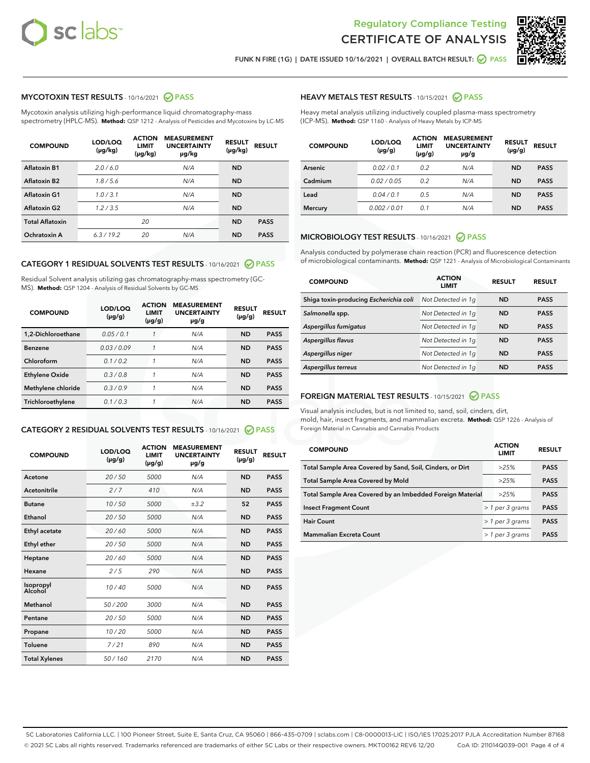Regulatory Compliance Testing
# CERTIFICATE OF ANALYSIS

FUNK N FIRE (1G) | DATE ISSUED 10/16/2021 | OVERALL BATCH RESULT: PASS

## MYCOTOXIN TEST RESULTS - 10/16/2021 PASS

Mycotoxin analysis utilizing high-performance liquid chromatography-mass spectrometry (HPLC-MS). **Method:** QSP 1212 - Analysis of Pesticides and Mycotoxins by LC-MS

| COMPOUND | LOD/LOQ (µg/kg) | ACTION LIMIT (µg/kg) | MEASUREMENT UNCERTAINTY µg/kg | RESULT (µg/kg) | RESULT |
|---|---|---|---|---|---|
| Aflatoxin B1 | 2.0 / 6.0 | | N/A | ND | |
| Aflatoxin B2 | 1.8 / 5.6 | | N/A | ND | |
| Aflatoxin G1 | 1.0 / 3.1 | | N/A | ND | |
| Aflatoxin G2 | 1.2 / 3.5 | | N/A | ND | |
| Total Aflatoxin | | 20 | | ND | PASS |
| Ochratoxin A | 6.3 / 19.2 | 20 | N/A | ND | PASS |

## CATEGORY 1 RESIDUAL SOLVENTS TEST RESULTS - 10/16/2021 PASS

Residual Solvent analysis utilizing gas chromatography-mass spectrometry (GC-MS). **Method:** QSP 1204 - Analysis of Residual Solvents by GC-MS

| COMPOUND | LOD/LOQ (µg/g) | ACTION LIMIT (µg/g) | MEASUREMENT UNCERTAINTY µg/g | RESULT (µg/g) | RESULT |
|---|---|---|---|---|---|
| 1,2-Dichloroethane | 0.05 / 0.1 | 1 | N/A | ND | PASS |
| Benzene | 0.03 / 0.09 | 1 | N/A | ND | PASS |
| Chloroform | 0.1 / 0.2 | 1 | N/A | ND | PASS |
| Ethylene Oxide | 0.3 / 0.8 | 1 | N/A | ND | PASS |
| Methylene chloride | 0.3 / 0.9 | 1 | N/A | ND | PASS |
| Trichloroethylene | 0.1 / 0.3 | 1 | N/A | ND | PASS |

## CATEGORY 2 RESIDUAL SOLVENTS TEST RESULTS - 10/16/2021 PASS

| COMPOUND | LOD/LOQ (µg/g) | ACTION LIMIT (µg/g) | MEASUREMENT UNCERTAINTY µg/g | RESULT (µg/g) | RESULT |
|---|---|---|---|---|---|
| Acetone | 20 / 50 | 5000 | N/A | ND | PASS |
| Acetonitrile | 2 / 7 | 410 | N/A | ND | PASS |
| Butane | 10 / 50 | 5000 | ±3.2 | 52 | PASS |
| Ethanol | 20 / 50 | 5000 | N/A | ND | PASS |
| Ethyl acetate | 20 / 60 | 5000 | N/A | ND | PASS |
| Ethyl ether | 20 / 50 | 5000 | N/A | ND | PASS |
| Heptane | 20 / 60 | 5000 | N/A | ND | PASS |
| Hexane | 2 / 5 | 290 | N/A | ND | PASS |
| Isopropyl Alcohol | 10 / 40 | 5000 | N/A | ND | PASS |
| Methanol | 50 / 200 | 3000 | N/A | ND | PASS |
| Pentane | 20 / 50 | 5000 | N/A | ND | PASS |
| Propane | 10 / 20 | 5000 | N/A | ND | PASS |
| Toluene | 7 / 21 | 890 | N/A | ND | PASS |
| Total Xylenes | 50 / 160 | 2170 | N/A | ND | PASS |

## HEAVY METALS TEST RESULTS - 10/15/2021 PASS

Heavy metal analysis utilizing inductively coupled plasma-mass spectrometry (ICP-MS). **Method:** QSP 1160 - Analysis of Heavy Metals by ICP-MS

| COMPOUND | LOD/LOQ (µg/g) | ACTION LIMIT (µg/g) | MEASUREMENT UNCERTAINTY µg/g | RESULT (µg/g) | RESULT |
|---|---|---|---|---|---|
| Arsenic | 0.02 / 0.1 | 0.2 | N/A | ND | PASS |
| Cadmium | 0.02 / 0.05 | 0.2 | N/A | ND | PASS |
| Lead | 0.04 / 0.1 | 0.5 | N/A | ND | PASS |
| Mercury | 0.002 / 0.01 | 0.1 | N/A | ND | PASS |

## MICROBIOLOGY TEST RESULTS - 10/16/2021 PASS

Analysis conducted by polymerase chain reaction (PCR) and fluorescence detection of microbiological contaminants. **Method:** QSP 1221 - Analysis of Microbiological Contaminants

| COMPOUND | ACTION LIMIT | RESULT | RESULT |
|---|---|---|---|
| Shiga toxin-producing *Escherichia coli* | Not Detected in 1g | ND | PASS |
| *Salmonella* spp. | Not Detected in 1g | ND | PASS |
| *Aspergillus fumigatus* | Not Detected in 1g | ND | PASS |
| *Aspergillus flavus* | Not Detected in 1g | ND | PASS |
| *Aspergillus niger* | Not Detected in 1g | ND | PASS |
| *Aspergillus terreus* | Not Detected in 1g | ND | PASS |

## FOREIGN MATERIAL TEST RESULTS - 10/15/2021 PASS

Visual analysis includes, but is not limited to, sand, soil, cinders, dirt, mold, hair, insect fragments, and mammalian excreta. **Method:** QSP 1226 - Analysis of Foreign Material in Cannabis and Cannabis Products

| COMPOUND | ACTION LIMIT | RESULT |
|---|---|---|
| Total Sample Area Covered by Sand, Soil, Cinders, or Dirt | >25% | PASS |
| Total Sample Area Covered by Mold | >25% | PASS |
| Total Sample Area Covered by an Imbedded Foreign Material | >25% | PASS |
| Insect Fragment Count | > 1 per 3 grams | PASS |
| Hair Count | > 1 per 3 grams | PASS |
| Mammalian Excreta Count | > 1 per 3 grams | PASS |

SC Laboratories California LLC. | 100 Pioneer Street, Suite E, Santa Cruz, CA 95060 | 866-435-0709 | sclabs.com | C8-0000013-LIC | ISO/IES 17025:2017 PJLA Accreditation Number 87168
© 2021 SC Labs all rights reserved. Trademarks referenced are trademarks of either SC Labs or their respective owners. MKT00162 REV6 12/20 CoA ID: 211014Q039-001